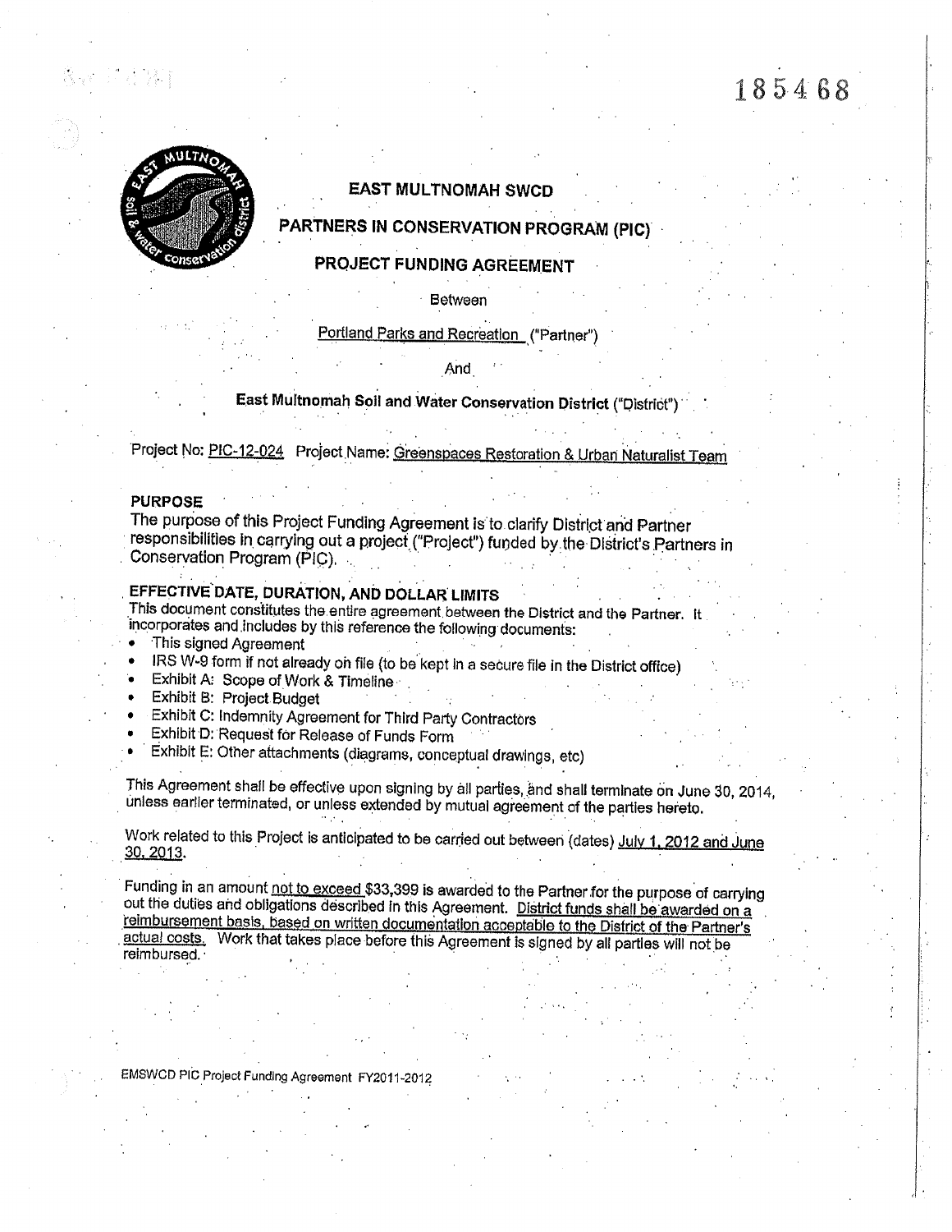185468

**EAST MULTNOMAH SWCD**

**PARTNERS IN CONSERVATION PROGRAM (PIC)**

**PROJECT FUNDING AGREEMENT**

Between

Portland Parks and Recreation ("Partner")

And

**East Multnomah Soil and Water Conservation District** ("District")

Project No: PIC-12-024 Project Name: Greenspaces Restoration & Urban Naturalist Team

## PURPOSE

The purpose of this Project Funding Agreement is to clarify District and Partner responsibilities in carrying out a project ("Project") funded by the District's Partners in Conservation Program (PIC).

## EFFECTIVE DATE, DURATION, AND DOLLAR LIMITS

This document constitutes the entire agreement between the District and the Partner. It incorporates and includes by this reference the following documents:

- This signed Agreement
- IRS W-9 form if not already on file (to be kept in a secure file in the District office)
- Exhibit A: Scope of Work & Timeline
- Exhibit B: Project Budget
- Exhibit C: Indemnity Agreement for Third Party Contractors
- Exhibit D: Request for Release of Funds Form
- Exhibit E: Other attachments (diagrams, conceptual drawings, etc)

This Agreement shall be effective upon signing by all parties, and shall terminate on June 30, 2014, unless earlier terminated, or unless extended by mutual agreement of the parties hereto.

Work related to this Project is anticipated to be carried out between (dates) July 1, 2012 and June 30, 2013.

Funding in an amount not to exceed $33,399 is awarded to the Partner for the purpose of carrying out the duties and obligations described in this Agreement. District funds shall be awarded on a reimbursement basis, based on written documentation acceptable to the District of the Partner's actual costs. Work that takes place before this Agreement is signed by all parties will not be reimbursed.

EMSWCD PIC Project Funding Agreement FY2011-2012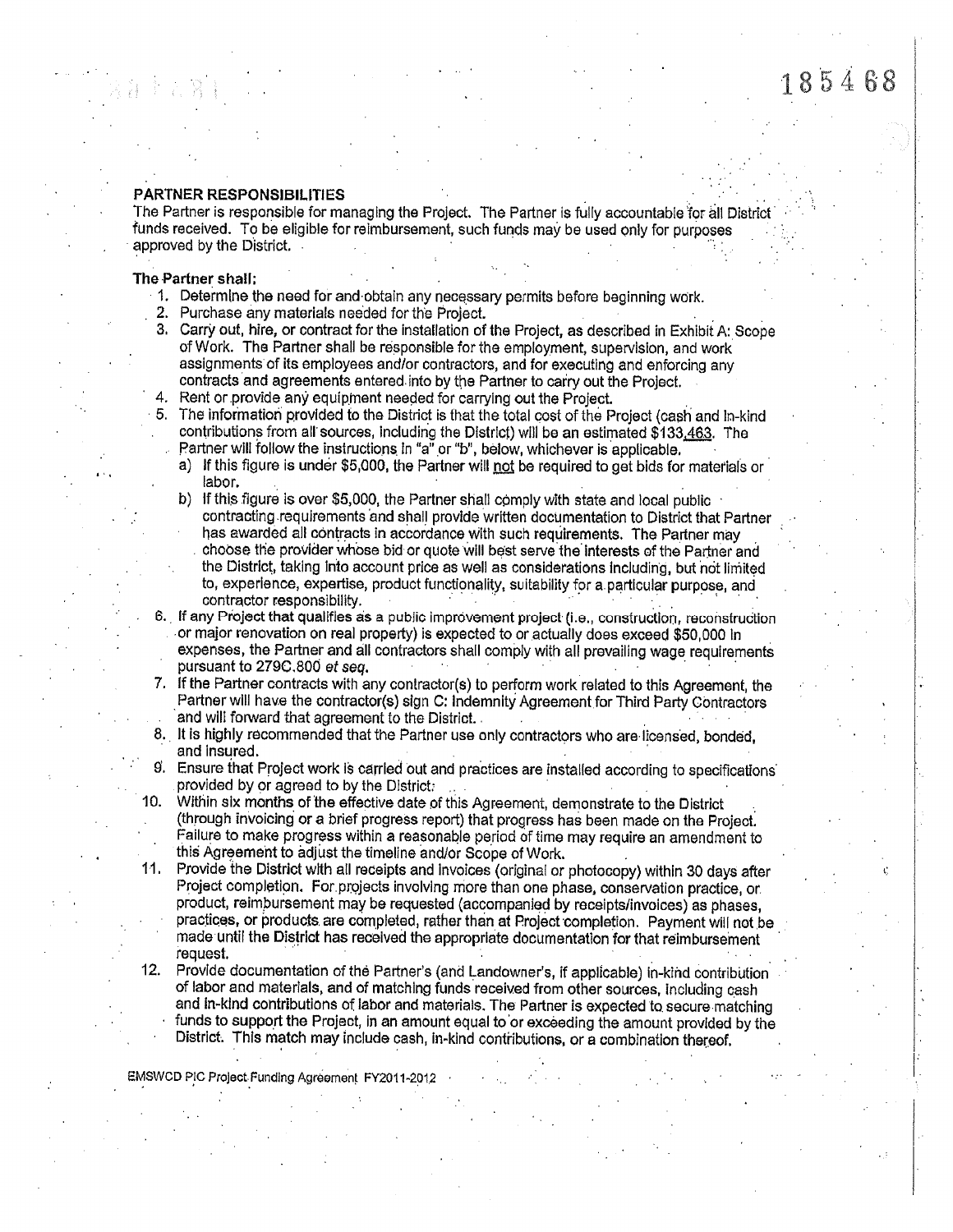185468

## PARTNER RESPONSIBILITIES

The Partner is responsible for managing the Project. The Partner is fully accountable for all District funds received. To be eligible for reimbursement, such funds may be used only for purposes approved by the District.

**The Partner shall:**

1. Determine the need for and obtain any necessary permits before beginning work.
2. Purchase any materials needed for the Project.
3. Carry out, hire, or contract for the installation of the Project, as described in Exhibit A: Scope of Work. The Partner shall be responsible for the employment, supervision, and work assignments of its employees and/or contractors, and for executing and enforcing any contracts and agreements entered into by the Partner to carry out the Project.
4. Rent or provide any equipment needed for carrying out the Project.
5. The information provided to the District is that the total cost of the Project (cash and in-kind contributions from all sources, including the District) will be an estimated $133,463. The Partner will follow the instructions in "a" or "b", below, whichever is applicable.
   a) If this figure is under $5,000, the Partner will not be required to get bids for materials or labor.
   b) If this figure is over $5,000, the Partner shall comply with state and local public contracting requirements and shall provide written documentation to District that Partner has awarded all contracts in accordance with such requirements. The Partner may choose the provider whose bid or quote will best serve the interests of the Partner and the District, taking into account price as well as considerations including, but not limited to, experience, expertise, product functionality, suitability for a particular purpose, and contractor responsibility.
6. If any Project that qualifies as a public improvement project (i.e., construction, reconstruction or major renovation on real property) is expected to or actually does exceed $50,000 in expenses, the Partner and all contractors shall comply with all prevailing wage requirements pursuant to 279C.800 *et seq.*
7. If the Partner contracts with any contractor(s) to perform work related to this Agreement, the Partner will have the contractor(s) sign C: Indemnity Agreement for Third Party Contractors and will forward that agreement to the District.
8. It is highly recommended that the Partner use only contractors who are licensed, bonded, and insured.
9. Ensure that Project work is carried out and practices are installed according to specifications provided by or agreed to by the District.
10. Within six months of the effective date of this Agreement, demonstrate to the District (through invoicing or a brief progress report) that progress has been made on the Project. Failure to make progress within a reasonable period of time may require an amendment to this Agreement to adjust the timeline and/or Scope of Work.
11. Provide the District with all receipts and invoices (original or photocopy) within 30 days after Project completion. For projects involving more than one phase, conservation practice, or product, reimbursement may be requested (accompanied by receipts/invoices) as phases, practices, or products are completed, rather than at Project completion. Payment will not be made until the District has received the appropriate documentation for that reimbursement request.
12. Provide documentation of the Partner's (and Landowner's, if applicable) in-kind contribution of labor and materials, and of matching funds received from other sources, including cash and in-kind contributions of labor and materials. The Partner is expected to secure matching funds to support the Project, in an amount equal to or exceeding the amount provided by the District. This match may include cash, in-kind contributions, or a combination thereof.

EMSWCD PIC Project Funding Agreement FY2011-2012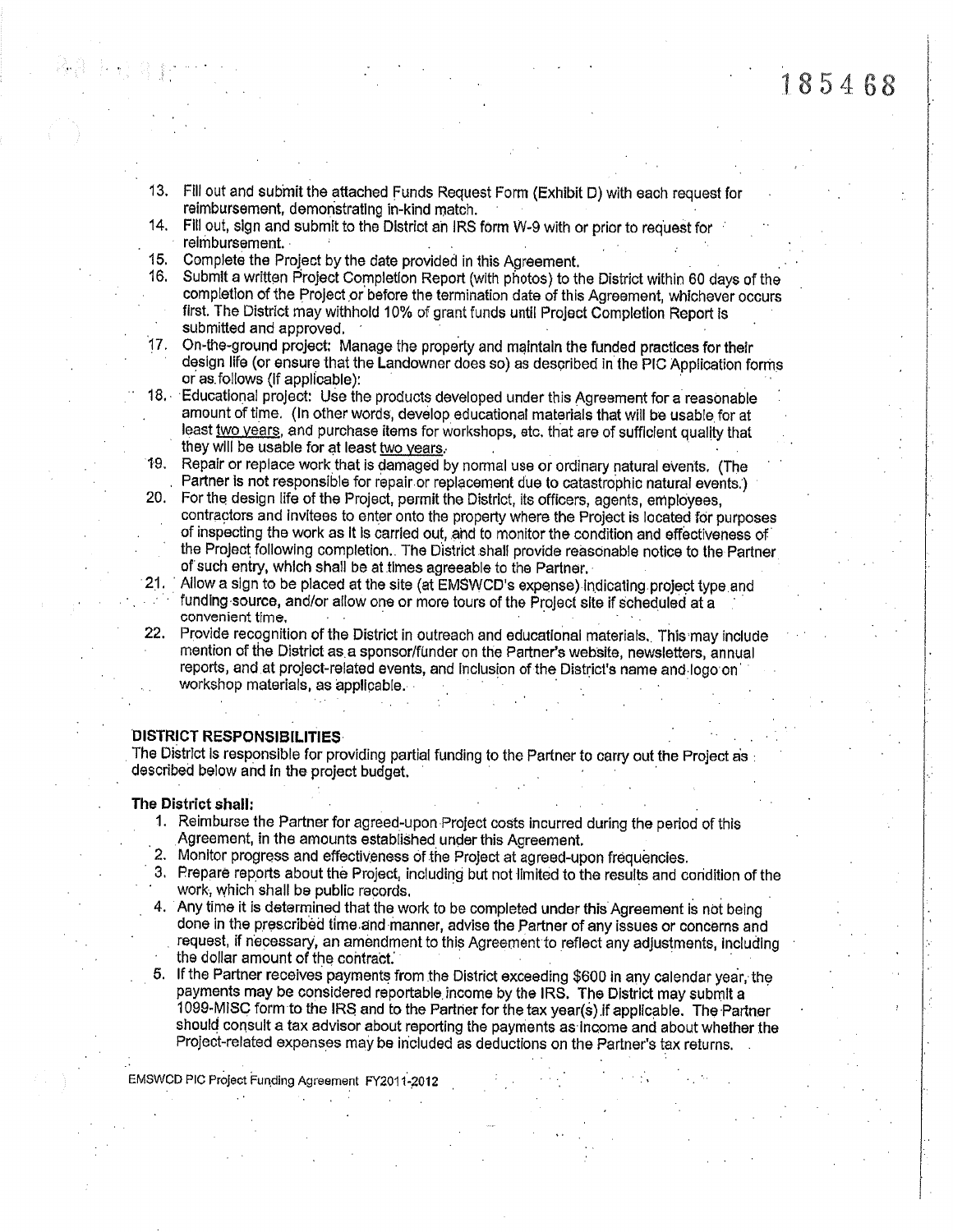13. Fill out and submit the attached Funds Request Form (Exhibit D) with each request for reimbursement, demonstrating in-kind match.
14. Fill out, sign and submit to the District an IRS form W-9 with or prior to request for reimbursement.
15. Complete the Project by the date provided in this Agreement.
16. Submit a written Project Completion Report (with photos) to the District within 60 days of the completion of the Project or before the termination date of this Agreement, whichever occurs first. The District may withhold 10% of grant funds until Project Completion Report is submitted and approved.
17. On-the-ground project: Manage the property and maintain the funded practices for their design life (or ensure that the Landowner does so) as described in the PIC Application forms or as follows (if applicable):
18. Educational project: Use the products developed under this Agreement for a reasonable amount of time. (In other words, develop educational materials that will be usable for at least <u>two years</u>, and purchase items for workshops, etc. that are of sufficient quality that they will be usable for at least <u>two years</u>.
19. Repair or replace work that is damaged by normal use or ordinary natural events. (The Partner is not responsible for repair or replacement due to catastrophic natural events.)
20. For the design life of the Project, permit the District, its officers, agents, employees, contractors and invitees to enter onto the property where the Project is located for purposes of inspecting the work as it is carried out, and to monitor the condition and effectiveness of the Project following completion. The District shall provide reasonable notice to the Partner of such entry, which shall be at times agreeable to the Partner.
21. Allow a sign to be placed at the site (at EMSWCD's expense) indicating project type and funding source, and/or allow one or more tours of the Project site if scheduled at a convenient time.
22. Provide recognition of the District in outreach and educational materials. This may include mention of the District as a sponsor/funder on the Partner's website, newsletters, annual reports, and at project-related events, and inclusion of the District's name and logo on workshop materials, as applicable.

**DISTRICT RESPONSIBILITIES**

The District is responsible for providing partial funding to the Partner to carry out the Project as described below and in the project budget.

**The District shall:**

1. Reimburse the Partner for agreed-upon Project costs incurred during the period of this Agreement, in the amounts established under this Agreement.
2. Monitor progress and effectiveness of the Project at agreed-upon frequencies.
3. Prepare reports about the Project, including but not limited to the results and condition of the work, which shall be public records.
4. Any time it is determined that the work to be completed under this Agreement is not being done in the prescribed time and manner, advise the Partner of any issues or concerns and request, if necessary, an amendment to this Agreement to reflect any adjustments, including the dollar amount of the contract.
5. If the Partner receives payments from the District exceeding $600 in any calendar year, the payments may be considered reportable income by the IRS. The District may submit a 1099-MISC form to the IRS and to the Partner for the tax year(s) if applicable. The Partner should consult a tax advisor about reporting the payments as income and about whether the Project-related expenses may be included as deductions on the Partner's tax returns.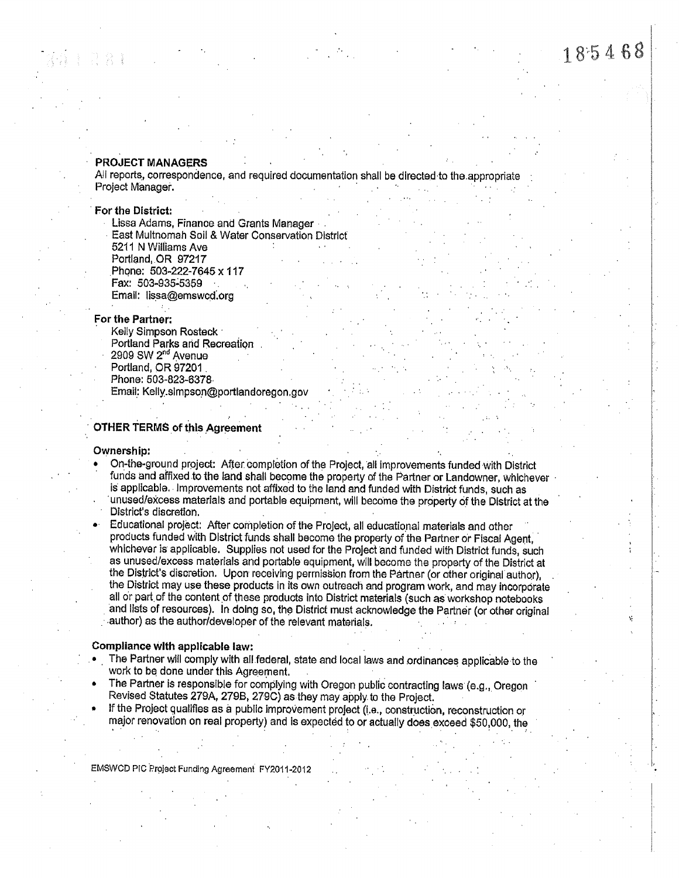185468

**PROJECT MANAGERS**

All reports, correspondence, and required documentation shall be directed to the appropriate Project Manager.

**For the District:**

Lissa Adams, Finance and Grants Manager
East Multnomah Soil & Water Conservation District
5211 N Williams Ave
Portland, OR 97217
Phone: 503-222-7645 x 117
Fax: 503-935-5359
Email: lissa@emswcd.org

**For the Partner:**

Kelly Simpson Rosteck
Portland Parks and Recreation
2909 SW 2nd Avenue
Portland, OR 97201
Phone: 503-823-6378
Email: Kelly.simpson@portlandoregon.gov

**OTHER TERMS of this Agreement**

**Ownership:**

- On-the-ground project: After completion of the Project, all improvements funded with District funds and affixed to the land shall become the property of the Partner or Landowner, whichever is applicable. Improvements not affixed to the land and funded with District funds, such as unused/excess materials and portable equipment, will become the property of the District at the District's discretion.
- Educational project: After completion of the Project, all educational materials and other products funded with District funds shall become the property of the Partner or Fiscal Agent, whichever is applicable. Supplies not used for the Project and funded with District funds, such as unused/excess materials and portable equipment, will become the property of the District at the District's discretion. Upon receiving permission from the Partner (or other original author), the District may use these products in its own outreach and program work, and may incorporate all or part of the content of these products into District materials (such as workshop notebooks and lists of resources). In doing so, the District must acknowledge the Partner (or other original author) as the author/developer of the relevant materials.

**Compliance with applicable law:**

- The Partner will comply with all federal, state and local laws and ordinances applicable to the work to be done under this Agreement.
- The Partner is responsible for complying with Oregon public contracting laws (e.g., Oregon Revised Statutes 279A, 279B, 279C) as they may apply to the Project.
- If the Project qualifies as a public improvement project (i.e., construction, reconstruction or major renovation on real property) and is expected to or actually does exceed $50,000, the

EMSWCD PIC Project Funding Agreement FY2011-2012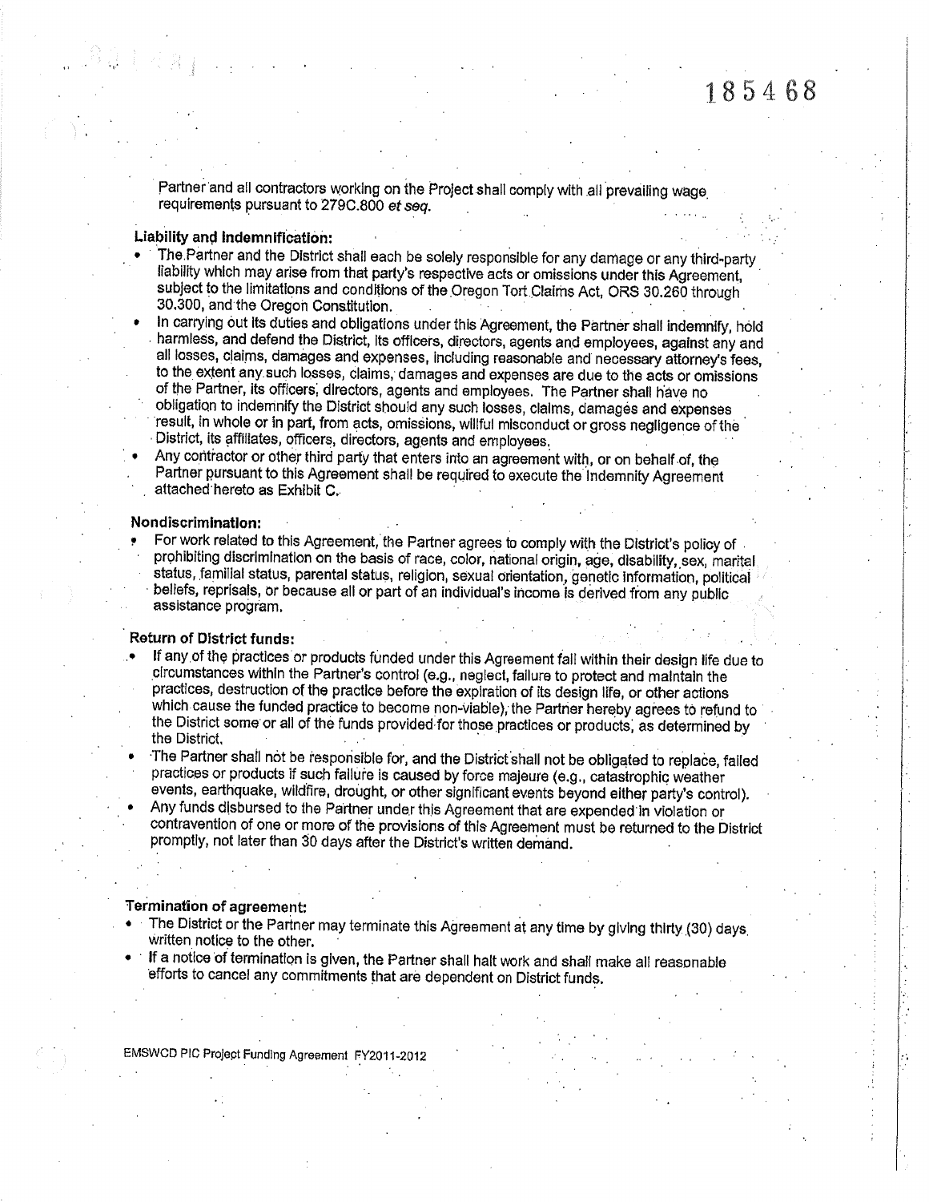Partner and all contractors working on the Project shall comply with all prevailing wage requirements pursuant to 279C.800 *et seq.*

**Liability and Indemnification:**

- The Partner and the District shall each be solely responsible for any damage or any third-party liability which may arise from that party's respective acts or omissions under this Agreement, subject to the limitations and conditions of the Oregon Tort Claims Act, ORS 30.260 through 30.300, and the Oregon Constitution.
- In carrying out its duties and obligations under this Agreement, the Partner shall indemnify, hold harmless, and defend the District, its officers, directors, agents and employees, against any and all losses, claims, damages and expenses, including reasonable and necessary attorney's fees, to the extent any such losses, claims, damages and expenses are due to the acts or omissions of the Partner, its officers, directors, agents and employees. The Partner shall have no obligation to indemnify the District should any such losses, claims, damages and expenses result, in whole or in part, from acts, omissions, willful misconduct or gross negligence of the District, its affiliates, officers, directors, agents and employees.
- Any contractor or other third party that enters into an agreement with, or on behalf of, the Partner pursuant to this Agreement shall be required to execute the Indemnity Agreement attached hereto as Exhibit C.

**Nondiscrimination:**

- For work related to this Agreement, the Partner agrees to comply with the District's policy of prohibiting discrimination on the basis of race, color, national origin, age, disability, sex, marital status, familial status, parental status, religion, sexual orientation, genetic information, political beliefs, reprisals, or because all or part of an individual's income is derived from any public assistance program.

**Return of District funds:**

- If any of the practices or products funded under this Agreement fail within their design life due to circumstances within the Partner's control (e.g., neglect, failure to protect and maintain the practices, destruction of the practice before the expiration of its design life, or other actions which cause the funded practice to become non-viable), the Partner hereby agrees to refund to the District some or all of the funds provided for those practices or products, as determined by the District.
- The Partner shall not be responsible for, and the District shall not be obligated to replace, failed practices or products if such failure is caused by force majeure (e.g., catastrophic weather events, earthquake, wildfire, drought, or other significant events beyond either party's control).
- Any funds disbursed to the Partner under this Agreement that are expended in violation or contravention of one or more of the provisions of this Agreement must be returned to the District promptly, not later than 30 days after the District's written demand.

**Termination of agreement:**

- The District or the Partner may terminate this Agreement at any time by giving thirty (30) days written notice to the other.
- If a notice of termination is given, the Partner shall halt work and shall make all reasonable efforts to cancel any commitments that are dependent on District funds.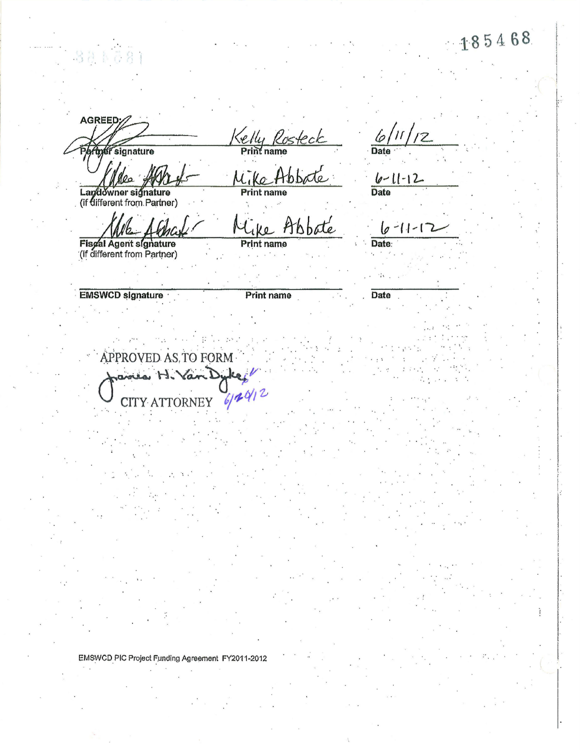185468

AGREED:

| | | |
|---|---|---|
| Partner signature | Kelly Rosteck<br>Print name | 6/11/12<br>Date |
| Landowner signature<br>(if different from Partner) | Mike Abbaté<br>Print name | 6-11-12<br>Date |
| Fiscal Agent signature<br>(If different from Partner) | Mike Abbaté<br>Print name | 6-11-12<br>Date |
| EMSWCD signature | Print name | Date |

APPROVED AS TO FORM

James H. Van Dyke

CITY ATTORNEY 6/20/12

EMSWCD PIC Project Funding Agreement FY2011-2012